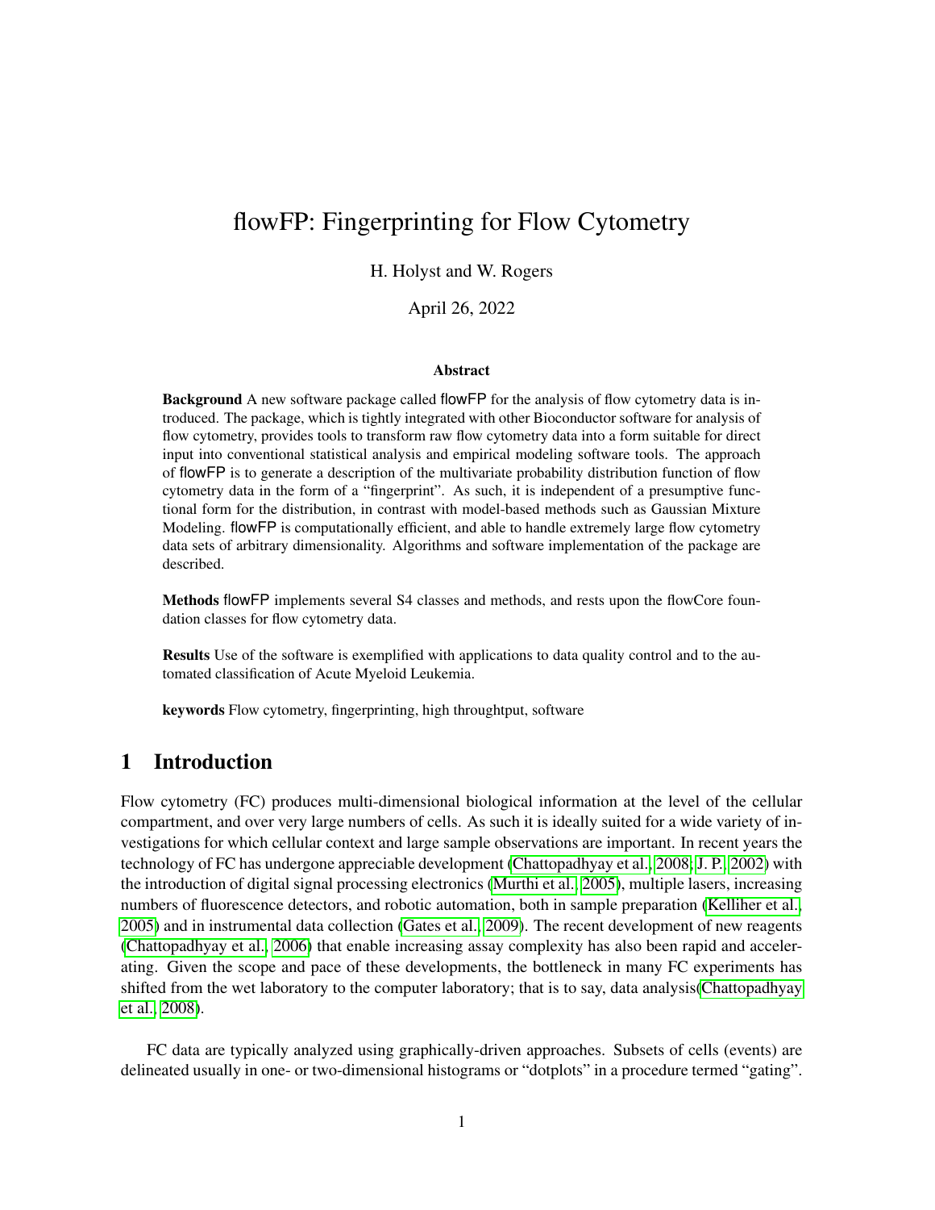# flowFP: Fingerprinting for Flow Cytometry

H. Holyst and W. Rogers

April 26, 2022

### Abstract

**Background** A new software package called flowFP for the analysis of flow cytometry data is introduced. The package, which is tightly integrated with other Bioconductor software for analysis of flow cytometry, provides tools to transform raw flow cytometry data into a form suitable for direct input into conventional statistical analysis and empirical modeling software tools. The approach of flowFP is to generate a description of the multivariate probability distribution function of flow cytometry data in the form of a "fingerprint". As such, it is independent of a presumptive functional form for the distribution, in contrast with model-based methods such as Gaussian Mixture Modeling. flowFP is computationally efficient, and able to handle extremely large flow cytometry data sets of arbitrary dimensionality. Algorithms and software implementation of the package are described.

**Methods** flowFP implements several S4 classes and methods, and rests upon the flowCore foundation classes for flow cytometry data.

**Results** Use of the software is exemplified with applications to data quality control and to the automated classification of Acute Myeloid Leukemia.

**keywords** Flow cytometry, fingerprinting, high throughtput, software

## 1 Introduction

Flow cytometry (FC) produces multi-dimensional biological information at the level of the cellular compartment, and over very large numbers of cells. As such it is ideally suited for a wide variety of investigations for which cellular context and large sample observations are important. In recent years the technology of FC has undergone appreciable development (Chattopadhyay et al., 2008; J. P., 2002) with the introduction of digital signal processing electronics (Murthi et al., 2005), multiple lasers, increasing numbers of fluorescence detectors, and robotic automation, both in sample preparation (Kelliher et al., 2005) and in instrumental data collection (Gates et al., 2009). The recent development of new reagents (Chattopadhyay et al., 2006) that enable increasing assay complexity has also been rapid and accelerating. Given the scope and pace of these developments, the bottleneck in many FC experiments has shifted from the wet laboratory to the computer laboratory; that is to say, data analysis(Chattopadhyay et al., 2008).

FC data are typically analyzed using graphically-driven approaches. Subsets of cells (events) are delineated usually in one- or two-dimensional histograms or "dotplots" in a procedure termed "gating".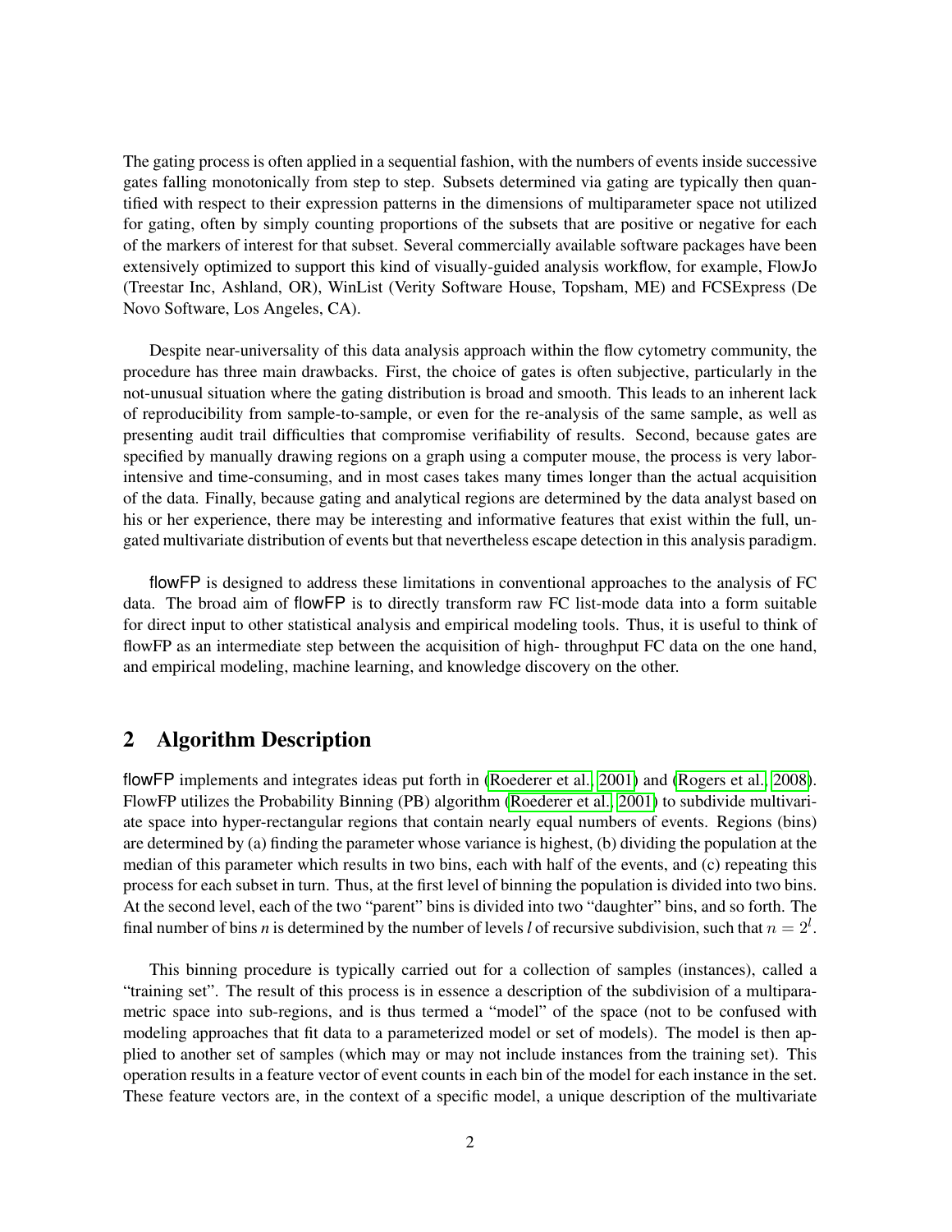The gating process is often applied in a sequential fashion, with the numbers of events inside successive gates falling monotonically from step to step. Subsets determined via gating are typically then quantified with respect to their expression patterns in the dimensions of multiparameter space not utilized for gating, often by simply counting proportions of the subsets that are positive or negative for each of the markers of interest for that subset. Several commercially available software packages have been extensively optimized to support this kind of visually-guided analysis workflow, for example, FlowJo (Treestar Inc, Ashland, OR), WinList (Verity Software House, Topsham, ME) and FCSExpress (De Novo Software, Los Angeles, CA).

Despite near-universality of this data analysis approach within the flow cytometry community, the procedure has three main drawbacks. First, the choice of gates is often subjective, particularly in the not-unusual situation where the gating distribution is broad and smooth. This leads to an inherent lack of reproducibility from sample-to-sample, or even for the re-analysis of the same sample, as well as presenting audit trail difficulties that compromise verifiability of results. Second, because gates are specified by manually drawing regions on a graph using a computer mouse, the process is very labor-intensive and time-consuming, and in most cases takes many times longer than the actual acquisition of the data. Finally, because gating and analytical regions are determined by the data analyst based on his or her experience, there may be interesting and informative features that exist within the full, ungated multivariate distribution of events but that nevertheless escape detection in this analysis paradigm.

flowFP is designed to address these limitations in conventional approaches to the analysis of FC data. The broad aim of flowFP is to directly transform raw FC list-mode data into a form suitable for direct input to other statistical analysis and empirical modeling tools. Thus, it is useful to think of flowFP as an intermediate step between the acquisition of high- throughput FC data on the one hand, and empirical modeling, machine learning, and knowledge discovery on the other.

## 2 Algorithm Description

flowFP implements and integrates ideas put forth in (Roederer et al., 2001) and (Rogers et al., 2008). FlowFP utilizes the Probability Binning (PB) algorithm (Roederer et al., 2001) to subdivide multivariate space into hyper-rectangular regions that contain nearly equal numbers of events. Regions (bins) are determined by (a) finding the parameter whose variance is highest, (b) dividing the population at the median of this parameter which results in two bins, each with half of the events, and (c) repeating this process for each subset in turn. Thus, at the first level of binning the population is divided into two bins. At the second level, each of the two "parent" bins is divided into two "daughter" bins, and so forth. The final number of bins *n* is determined by the number of levels *l* of recursive subdivision, such that $n = 2^l$.

This binning procedure is typically carried out for a collection of samples (instances), called a "training set". The result of this process is in essence a description of the subdivision of a multiparametric space into sub-regions, and is thus termed a "model" of the space (not to be confused with modeling approaches that fit data to a parameterized model or set of models). The model is then applied to another set of samples (which may or may not include instances from the training set). This operation results in a feature vector of event counts in each bin of the model for each instance in the set. These feature vectors are, in the context of a specific model, a unique description of the multivariate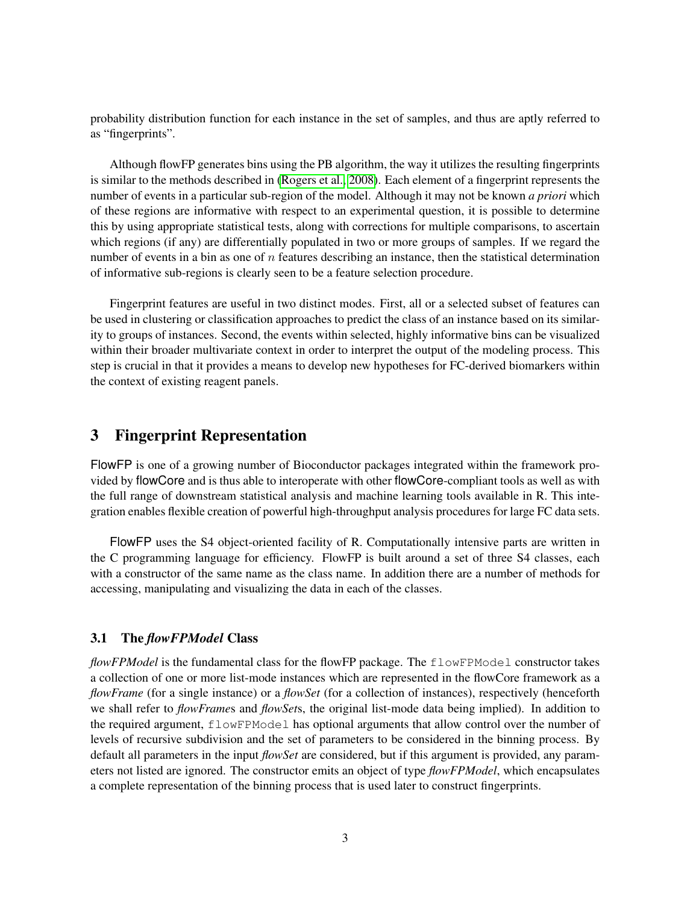probability distribution function for each instance in the set of samples, and thus are aptly referred to as "fingerprints".

Although flowFP generates bins using the PB algorithm, the way it utilizes the resulting fingerprints is similar to the methods described in (Rogers et al., 2008). Each element of a fingerprint represents the number of events in a particular sub-region of the model. Although it may not be known *a priori* which of these regions are informative with respect to an experimental question, it is possible to determine this by using appropriate statistical tests, along with corrections for multiple comparisons, to ascertain which regions (if any) are differentially populated in two or more groups of samples. If we regard the number of events in a bin as one of $n$ features describing an instance, then the statistical determination of informative sub-regions is clearly seen to be a feature selection procedure.

Fingerprint features are useful in two distinct modes. First, all or a selected subset of features can be used in clustering or classification approaches to predict the class of an instance based on its similarity to groups of instances. Second, the events within selected, highly informative bins can be visualized within their broader multivariate context in order to interpret the output of the modeling process. This step is crucial in that it provides a means to develop new hypotheses for FC-derived biomarkers within the context of existing reagent panels.

# 3 Fingerprint Representation

FlowFP is one of a growing number of Bioconductor packages integrated within the framework provided by flowCore and is thus able to interoperate with other flowCore-compliant tools as well as with the full range of downstream statistical analysis and machine learning tools available in R. This integration enables flexible creation of powerful high-throughput analysis procedures for large FC data sets.

FlowFP uses the S4 object-oriented facility of R. Computationally intensive parts are written in the C programming language for efficiency. FlowFP is built around a set of three S4 classes, each with a constructor of the same name as the class name. In addition there are a number of methods for accessing, manipulating and visualizing the data in each of the classes.

## 3.1 The *flowFPModel* Class

*flowFPModel* is the fundamental class for the flowFP package. The `flowFPModel` constructor takes a collection of one or more list-mode instances which are represented in the flowCore framework as a *flowFrame* (for a single instance) or a *flowSet* (for a collection of instances), respectively (henceforth we shall refer to *flowFrame*s and *flowSet*s, the original list-mode data being implied). In addition to the required argument, `flowFPModel` has optional arguments that allow control over the number of levels of recursive subdivision and the set of parameters to be considered in the binning process. By default all parameters in the input *flowSet* are considered, but if this argument is provided, any parameters not listed are ignored. The constructor emits an object of type *flowFPModel*, which encapsulates a complete representation of the binning process that is used later to construct fingerprints.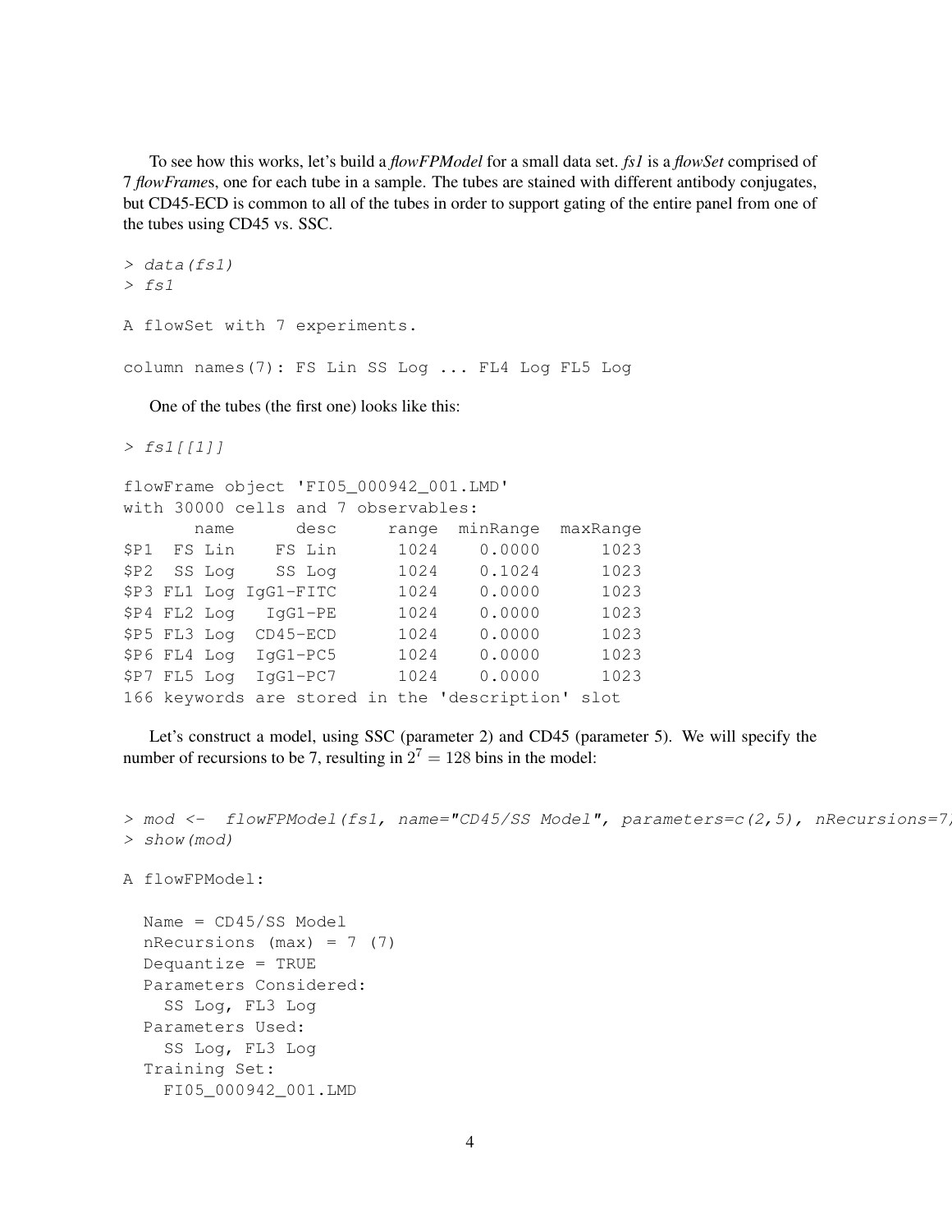To see how this works, let's build a *flowFPModel* for a small data set. *fs1* is a *flowSet* comprised of 7 *flowFrame*s, one for each tube in a sample. The tubes are stained with different antibody conjugates, but CD45-ECD is common to all of the tubes in order to support gating of the entire panel from one of the tubes using CD45 vs. SSC.

```
> data(fs1)
> fs1

A flowSet with 7 experiments.

column names(7): FS Lin SS Log ... FL4 Log FL5 Log
```

One of the tubes (the first one) looks like this:

```
> fs1[[1]]

flowFrame object 'FI05_000942_001.LMD'
with 30000 cells and 7 observables:
       name      desc     range  minRange  maxRange
$P1  FS Lin    FS Lin      1024    0.0000      1023
$P2  SS Log    SS Log      1024    0.1024      1023
$P3 FL1 Log IgG1-FITC      1024    0.0000      1023
$P4 FL2 Log   IgG1-PE      1024    0.0000      1023
$P5 FL3 Log  CD45-ECD      1024    0.0000      1023
$P6 FL4 Log  IgG1-PC5      1024    0.0000      1023
$P7 FL5 Log  IgG1-PC7      1024    0.0000      1023
166 keywords are stored in the 'description' slot
```

Let's construct a model, using SSC (parameter 2) and CD45 (parameter 5). We will specify the number of recursions to be 7, resulting in $2^7 = 128$ bins in the model:

```
> mod <-  flowFPModel(fs1, name="CD45/SS Model", parameters=c(2,5), nRecursions=7)
> show(mod)

A flowFPModel:

  Name = CD45/SS Model
  nRecursions (max) = 7 (7)
  Dequantize = TRUE
  Parameters Considered:
    SS Log, FL3 Log
  Parameters Used:
    SS Log, FL3 Log
  Training Set:
    FI05_000942_001.LMD
```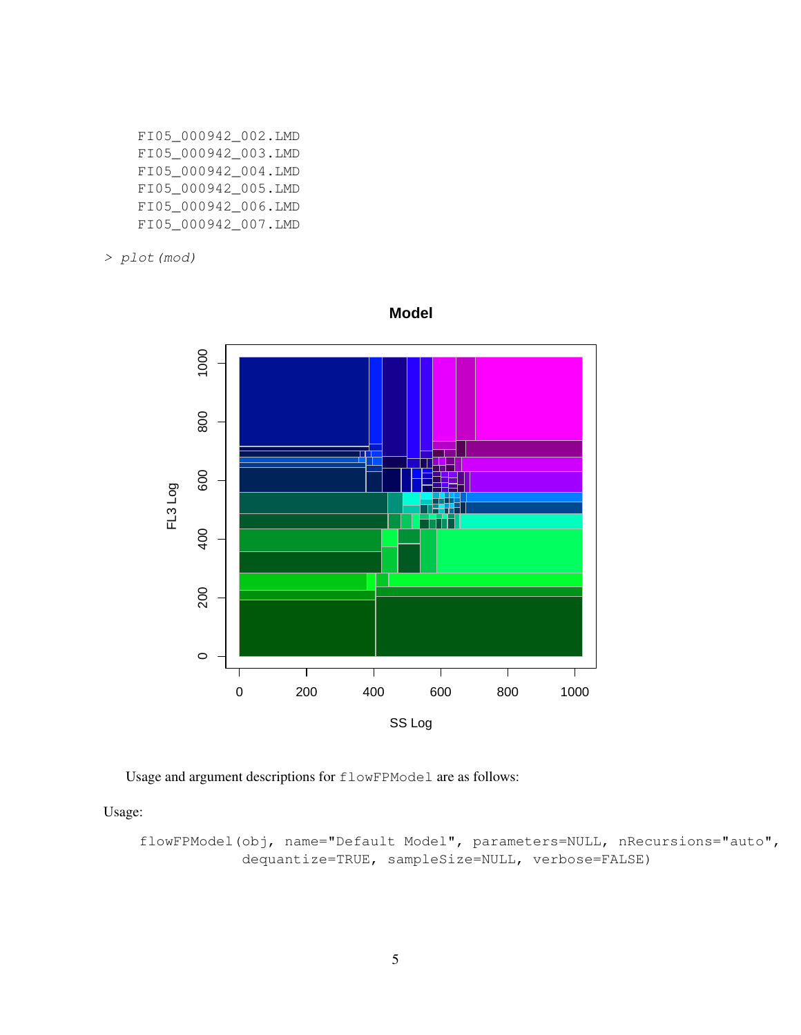```
    FI05_000942_002.LMD
    FI05_000942_003.LMD
    FI05_000942_004.LMD
    FI05_000942_005.LMD
    FI05_000942_006.LMD
    FI05_000942_007.LMD
```

```
> plot(mod)
```

Usage and argument descriptions for `flowFPModel` are as follows:

Usage:

```
flowFPModel(obj, name="Default Model", parameters=NULL, nRecursions="auto",
            dequantize=TRUE, sampleSize=NULL, verbose=FALSE)
```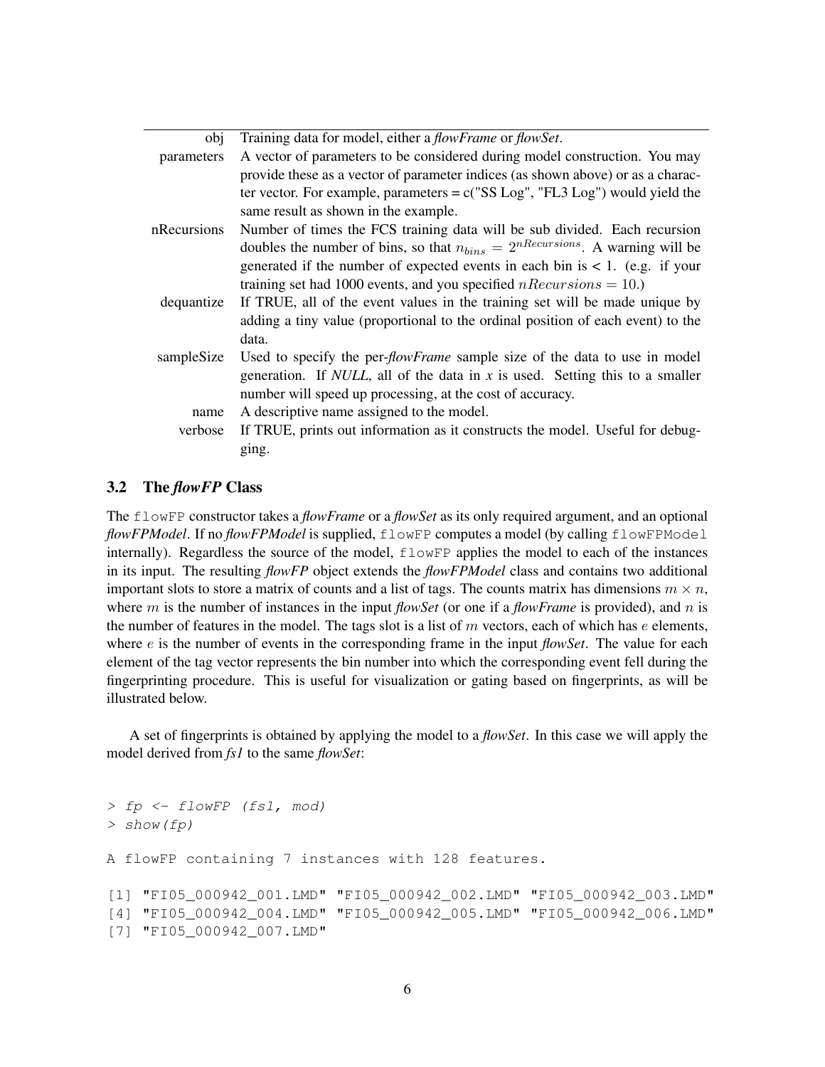| | |
|---|---|
| obj | Training data for model, either a *flowFrame* or *flowSet*. |
| parameters | A vector of parameters to be considered during model construction. You may provide these as a vector of parameter indices (as shown above) or as a character vector. For example, parameters = c("SS Log", "FL3 Log") would yield the same result as shown in the example. |
| nRecursions | Number of times the FCS training data will be sub divided. Each recursion doubles the number of bins, so that $n_{bins} = 2^{nRecursions}$. A warning will be generated if the number of expected events in each bin is < 1. (e.g. if your training set had 1000 events, and you specified $nRecursions = 10$.) |
| dequantize | If TRUE, all of the event values in the training set will be made unique by adding a tiny value (proportional to the ordinal position of each event) to the data. |
| sampleSize | Used to specify the per-*flowFrame* sample size of the data to use in model generation. If *NULL*, all of the data in *x* is used. Setting this to a smaller number will speed up processing, at the cost of accuracy. |
| name | A descriptive name assigned to the model. |
| verbose | If TRUE, prints out information as it constructs the model. Useful for debugging. |

### 3.2 The *flowFP* Class

The `flowFP` constructor takes a *flowFrame* or a *flowSet* as its only required argument, and an optional *flowFPModel*. If no *flowFPModel* is supplied, `flowFP` computes a model (by calling `flowFPModel` internally). Regardless the source of the model, `flowFP` applies the model to each of the instances in its input. The resulting *flowFP* object extends the *flowFPModel* class and contains two additional important slots to store a matrix of counts and a list of tags. The counts matrix has dimensions $m \times n$, where $m$ is the number of instances in the input *flowSet* (or one if a *flowFrame* is provided), and $n$ is the number of features in the model. The tags slot is a list of $m$ vectors, each of which has $e$ elements, where $e$ is the number of events in the corresponding frame in the input *flowSet*. The value for each element of the tag vector represents the bin number into which the corresponding event fell during the fingerprinting procedure. This is useful for visualization or gating based on fingerprints, as will be illustrated below.

A set of fingerprints is obtained by applying the model to a *flowSet*. In this case we will apply the model derived from *fs1* to the same *flowSet*:

```
> fp <- flowFP (fs1, mod)
> show(fp)

A flowFP containing 7 instances with 128 features.

[1] "FI05_000942_001.LMD" "FI05_000942_002.LMD" "FI05_000942_003.LMD"
[4] "FI05_000942_004.LMD" "FI05_000942_005.LMD" "FI05_000942_006.LMD"
[7] "FI05_000942_007.LMD"
```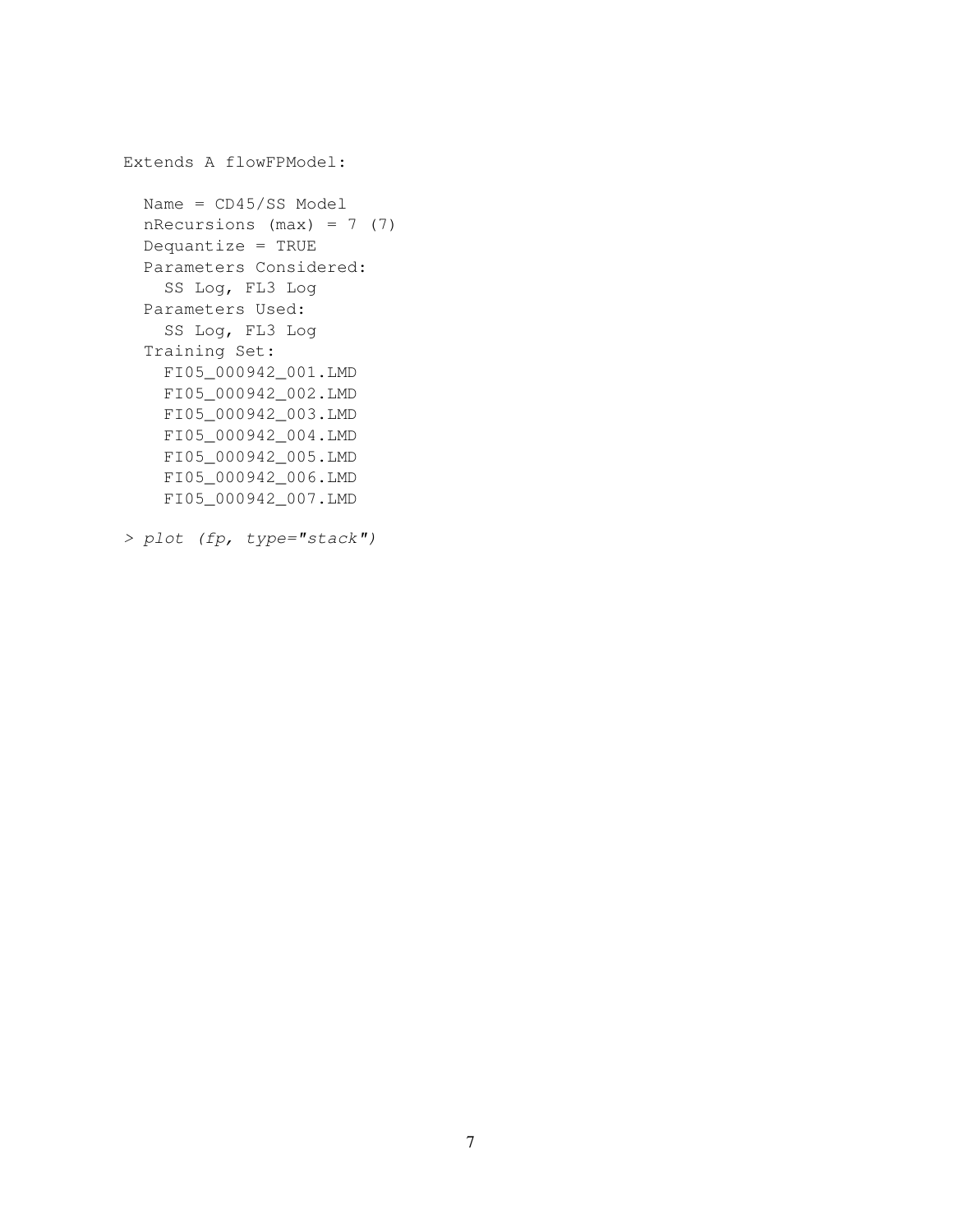```
Extends A flowFPModel:

  Name = CD45/SS Model
  nRecursions (max) = 7 (7)
  Dequantize = TRUE
  Parameters Considered:
    SS Log, FL3 Log
  Parameters Used:
    SS Log, FL3 Log
  Training Set:
    FI05_000942_001.LMD
    FI05_000942_002.LMD
    FI05_000942_003.LMD
    FI05_000942_004.LMD
    FI05_000942_005.LMD
    FI05_000942_006.LMD
    FI05_000942_007.LMD

> plot (fp, type="stack")
```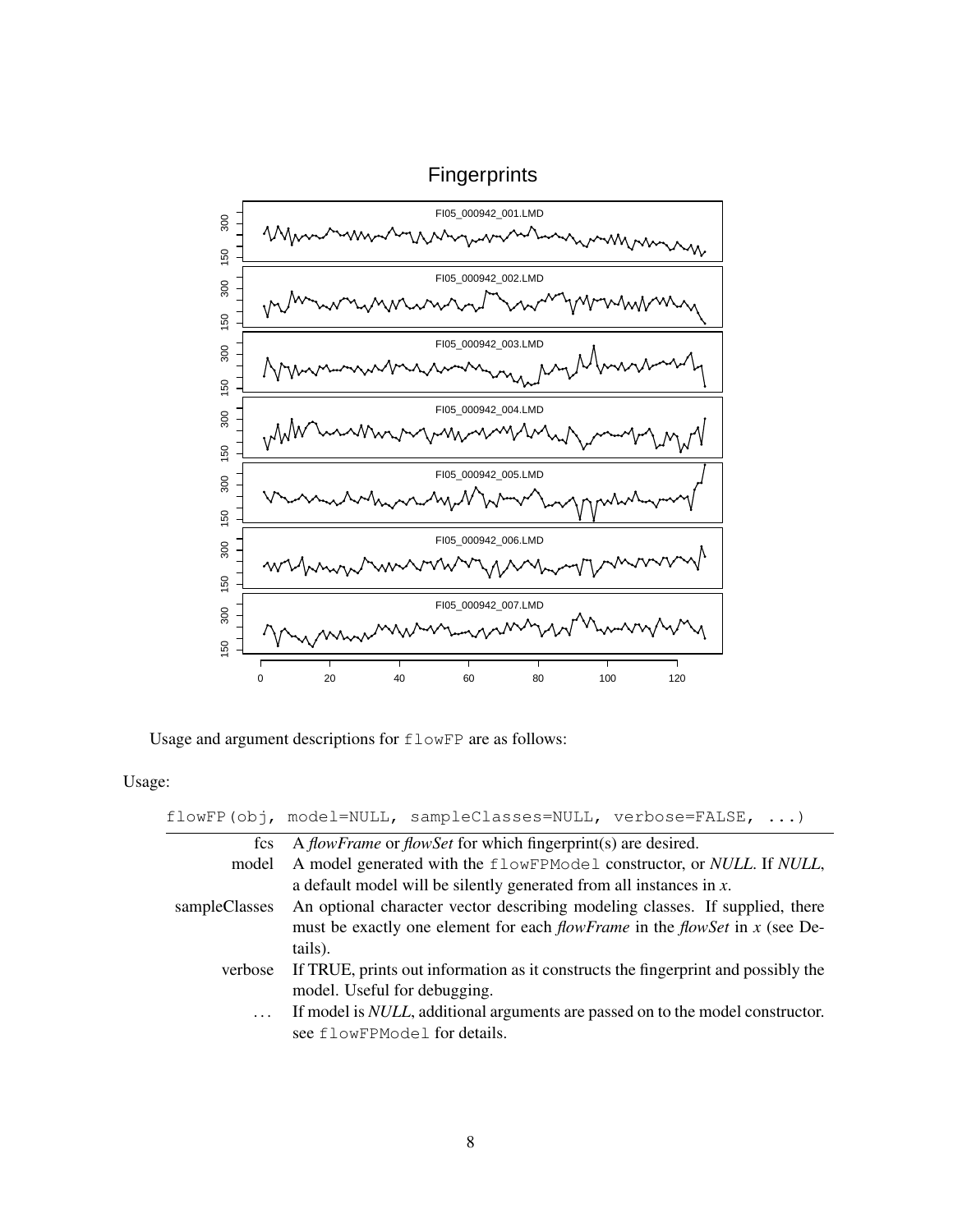Usage and argument descriptions for `flowFP` are as follows:

Usage:

```
flowFP(obj, model=NULL, sampleClasses=NULL, verbose=FALSE, ...)
```

| | |
|---|---|
| fcs | A *flowFrame* or *flowSet* for which fingerprint(s) are desired. |
| model | A model generated with the `flowFPModel` constructor, or *NULL*. If *NULL*, a default model will be silently generated from all instances in *x*. |
| sampleClasses | An optional character vector describing modeling classes. If supplied, there must be exactly one element for each *flowFrame* in the *flowSet* in *x* (see Details). |
| verbose | If TRUE, prints out information as it constructs the fingerprint and possibly the model. Useful for debugging. |
| ... | If model is *NULL*, additional arguments are passed on to the model constructor. see `flowFPModel` for details. |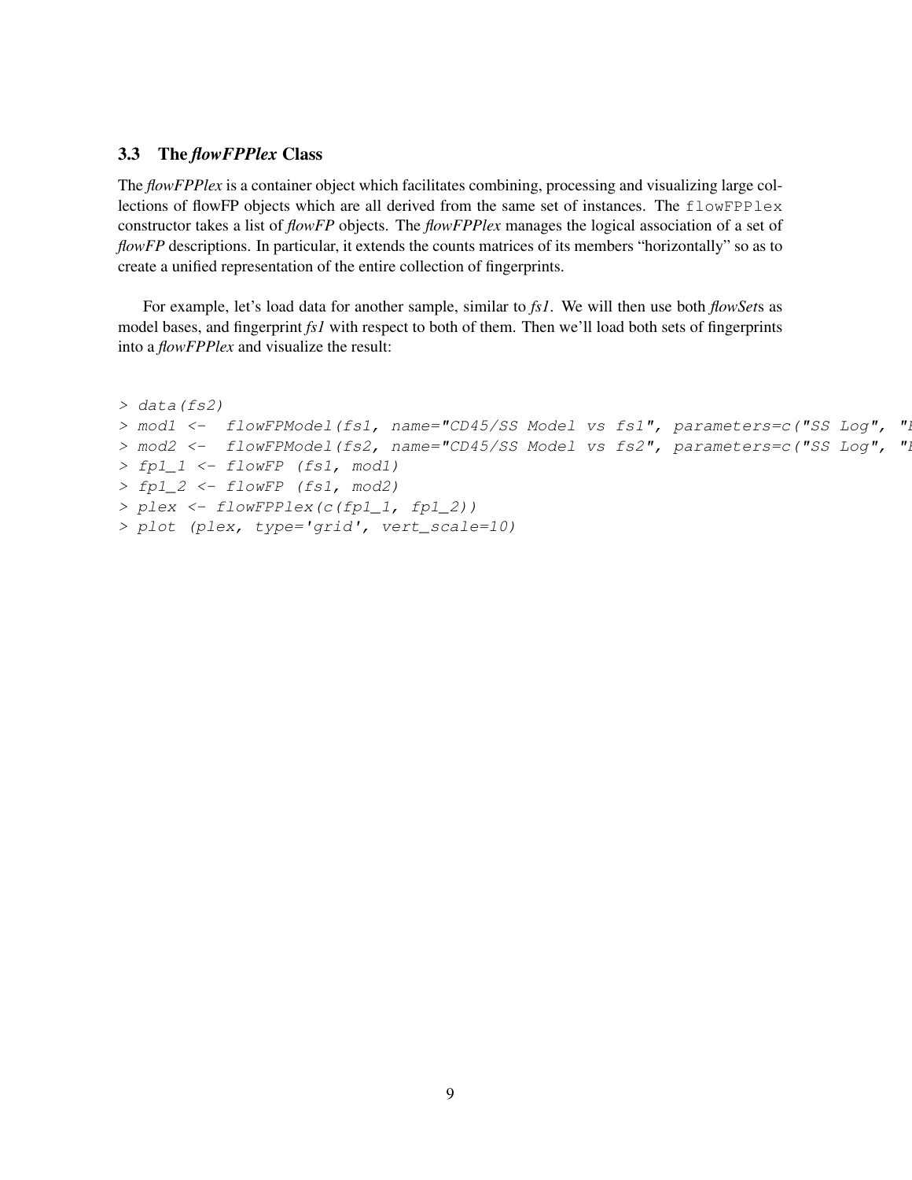### 3.3 The *flowFPPlex* Class

The *flowFPPlex* is a container object which facilitates combining, processing and visualizing large collections of flowFP objects which are all derived from the same set of instances. The `flowFPPlex` constructor takes a list of *flowFP* objects. The *flowFPPlex* manages the logical association of a set of *flowFP* descriptions. In particular, it extends the counts matrices of its members "horizontally" so as to create a unified representation of the entire collection of fingerprints.

For example, let's load data for another sample, similar to *fs1*. We will then use both *flowSet*s as model bases, and fingerprint *fs1* with respect to both of them. Then we'll load both sets of fingerprints into a *flowFPPlex* and visualize the result:

```
> data(fs2)
> mod1 <-  flowFPModel(fs1, name="CD45/SS Model vs fs1", parameters=c("SS Log", "I
> mod2 <-  flowFPModel(fs2, name="CD45/SS Model vs fs2", parameters=c("SS Log", "I
> fp1_1 <- flowFP (fs1, mod1)
> fp1_2 <- flowFP (fs1, mod2)
> plex <- flowFPPlex(c(fp1_1, fp1_2))
> plot (plex, type='grid', vert_scale=10)
```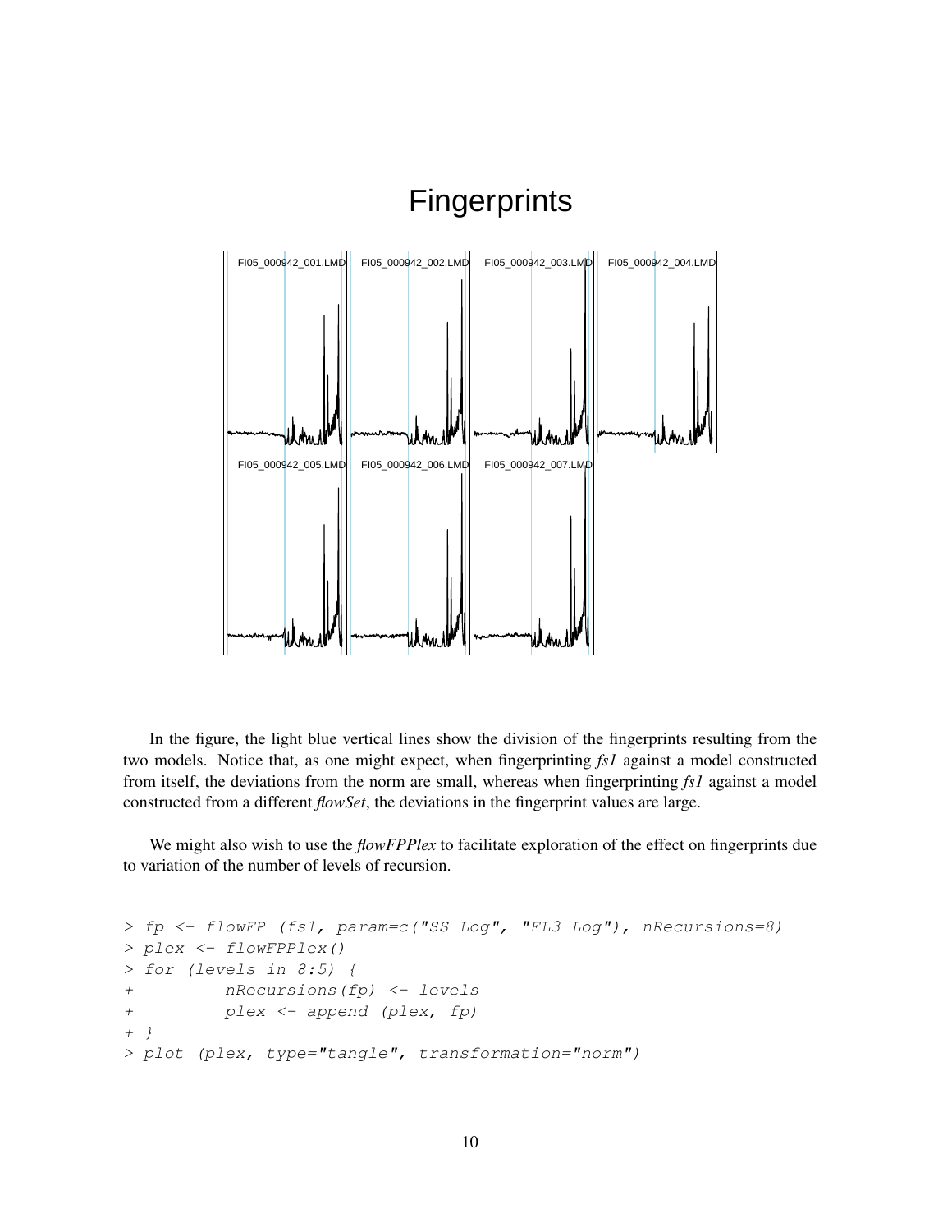In the figure, the light blue vertical lines show the division of the fingerprints resulting from the two models. Notice that, as one might expect, when fingerprinting *fs1* against a model constructed from itself, the deviations from the norm are small, whereas when fingerprinting *fs1* against a model constructed from a different *flowSet*, the deviations in the fingerprint values are large.

We might also wish to use the *flowFPPlex* to facilitate exploration of the effect on fingerprints due to variation of the number of levels of recursion.

```
> fp <- flowFP (fs1, param=c("SS Log", "FL3 Log"), nRecursions=8)
> plex <- flowFPPlex()
> for (levels in 8:5) {
+         nRecursions(fp) <- levels
+         plex <- append (plex, fp)
+ }
> plot (plex, type="tangle", transformation="norm")
```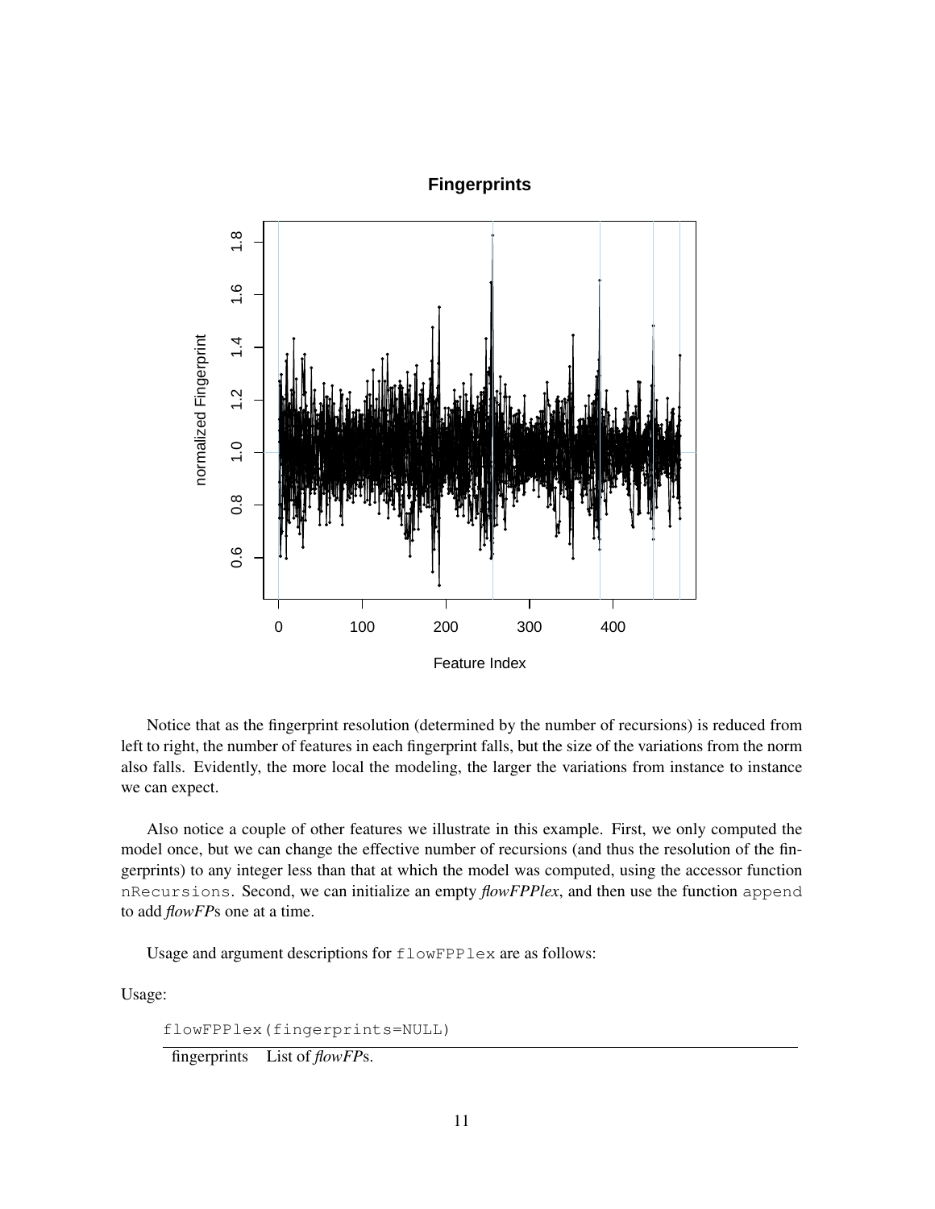Notice that as the fingerprint resolution (determined by the number of recursions) is reduced from left to right, the number of features in each fingerprint falls, but the size of the variations from the norm also falls. Evidently, the more local the modeling, the larger the variations from instance to instance we can expect.

Also notice a couple of other features we illustrate in this example. First, we only computed the model once, but we can change the effective number of recursions (and thus the resolution of the fingerprints) to any integer less than that at which the model was computed, using the accessor function `nRecursions`. Second, we can initialize an empty *flowFPPlex*, and then use the function `append` to add *flowFP*s one at a time.

Usage and argument descriptions for `flowFPPlex` are as follows:

Usage:

```
flowFPPlex(fingerprints=NULL)
```

| | |
|---|---|
| fingerprints | List of *flowFP*s. |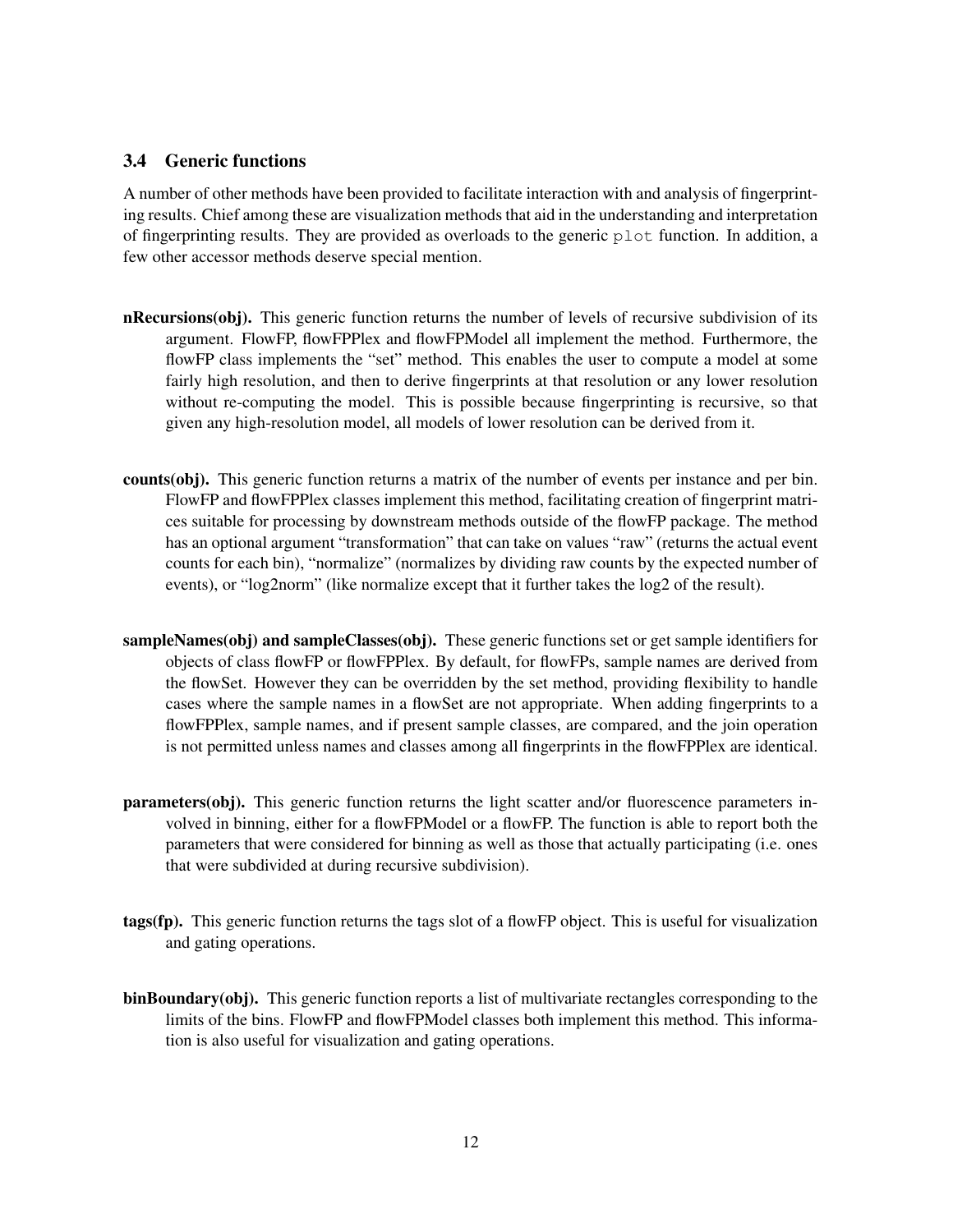### 3.4 Generic functions

A number of other methods have been provided to facilitate interaction with and analysis of fingerprinting results. Chief among these are visualization methods that aid in the understanding and interpretation of fingerprinting results. They are provided as overloads to the generic `plot` function. In addition, a few other accessor methods deserve special mention.

**nRecursions(obj).** This generic function returns the number of levels of recursive subdivision of its argument. FlowFP, flowFPPlex and flowFPModel all implement the method. Furthermore, the flowFP class implements the "set" method. This enables the user to compute a model at some fairly high resolution, and then to derive fingerprints at that resolution or any lower resolution without re-computing the model. This is possible because fingerprinting is recursive, so that given any high-resolution model, all models of lower resolution can be derived from it.

**counts(obj).** This generic function returns a matrix of the number of events per instance and per bin. FlowFP and flowFPPlex classes implement this method, facilitating creation of fingerprint matrices suitable for processing by downstream methods outside of the flowFP package. The method has an optional argument "transformation" that can take on values "raw" (returns the actual event counts for each bin), "normalize" (normalizes by dividing raw counts by the expected number of events), or "log2norm" (like normalize except that it further takes the log2 of the result).

**sampleNames(obj) and sampleClasses(obj).** These generic functions set or get sample identifiers for objects of class flowFP or flowFPPlex. By default, for flowFPs, sample names are derived from the flowSet. However they can be overridden by the set method, providing flexibility to handle cases where the sample names in a flowSet are not appropriate. When adding fingerprints to a flowFPPlex, sample names, and if present sample classes, are compared, and the join operation is not permitted unless names and classes among all fingerprints in the flowFPPlex are identical.

**parameters(obj).** This generic function returns the light scatter and/or fluorescence parameters involved in binning, either for a flowFPModel or a flowFP. The function is able to report both the parameters that were considered for binning as well as those that actually participating (i.e. ones that were subdivided at during recursive subdivision).

**tags(fp).** This generic function returns the tags slot of a flowFP object. This is useful for visualization and gating operations.

**binBoundary(obj).** This generic function reports a list of multivariate rectangles corresponding to the limits of the bins. FlowFP and flowFPModel classes both implement this method. This information is also useful for visualization and gating operations.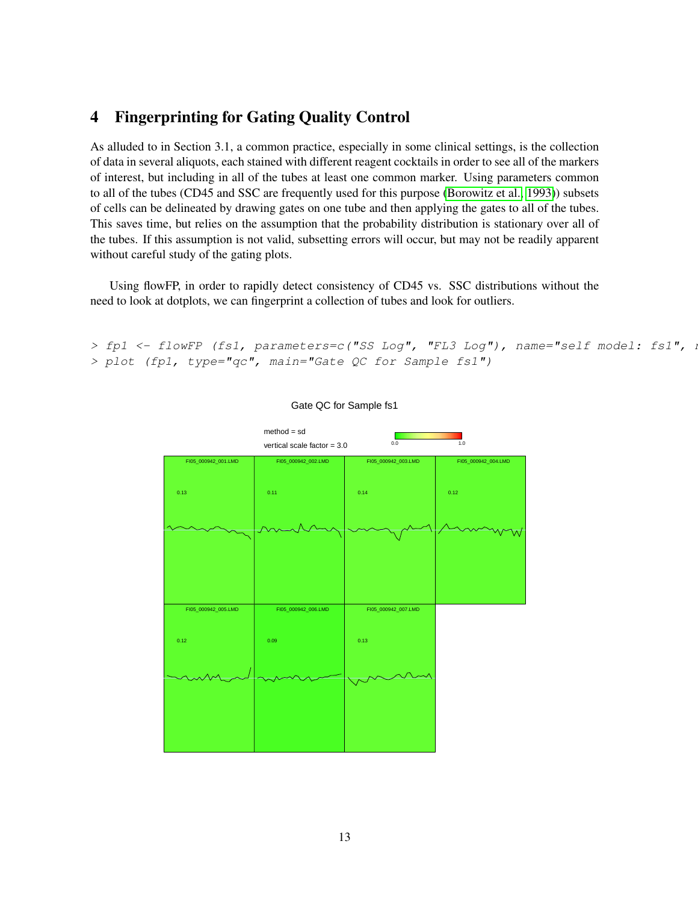## 4 Fingerprinting for Gating Quality Control

As alluded to in Section 3.1, a common practice, especially in some clinical settings, is the collection of data in several aliquots, each stained with different reagent cocktails in order to see all of the markers of interest, but including in all of the tubes at least one common marker. Using parameters common to all of the tubes (CD45 and SSC are frequently used for this purpose (Borowitz et al., 1993)) subsets of cells can be delineated by drawing gates on one tube and then applying the gates to all of the tubes. This saves time, but relies on the assumption that the probability distribution is stationary over all of the tubes. If this assumption is not valid, subsetting errors will occur, but may not be readily apparent without careful study of the gating plots.

Using flowFP, in order to rapidly detect consistency of CD45 vs. SSC distributions without the need to look at dotplots, we can fingerprint a collection of tubes and look for outliers.

```
> fp1 <- flowFP (fs1, parameters=c("SS Log", "FL3 Log"), name="self model: fs1", r
> plot (fp1, type="qc", main="Gate QC for Sample fs1")
```

Gate QC for Sample fs1

method = sd

vertical scale factor = 3.0

0.0 1.0

| FI05_000942_001.LMD | FI05_000942_002.LMD | FI05_000942_003.LMD | FI05_000942_004.LMD |
|---|---|---|---|
| 0.13 | 0.11 | 0.14 | 0.12 |
| FI05_000942_005.LMD | FI05_000942_006.LMD | FI05_000942_007.LMD | |
| 0.12 | 0.09 | 0.13 | |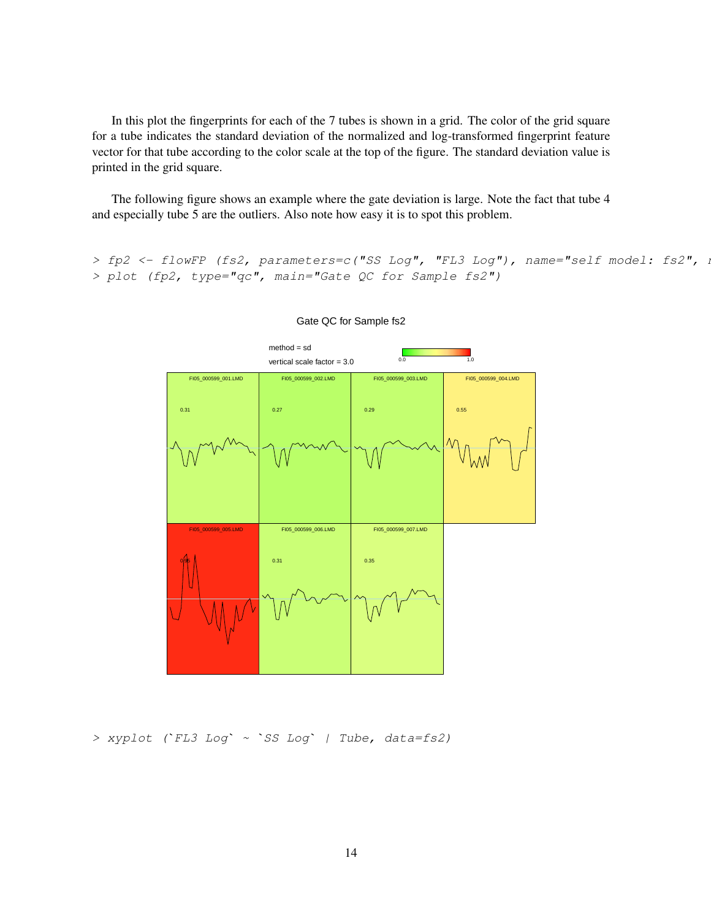In this plot the fingerprints for each of the 7 tubes is shown in a grid. The color of the grid square for a tube indicates the standard deviation of the normalized and log-transformed fingerprint feature vector for that tube according to the color scale at the top of the figure. The standard deviation value is printed in the grid square.

The following figure shows an example where the gate deviation is large. Note the fact that tube 4 and especially tube 5 are the outliers. Also note how easy it is to spot this problem.

```
> fp2 <- flowFP (fs2, parameters=c("SS Log", "FL3 Log"), name="self model: fs2", n
> plot (fp2, type="qc", main="Gate QC for Sample fs2")
```

```
> xyplot (`FL3 Log` ~ `SS Log` | Tube, data=fs2)
```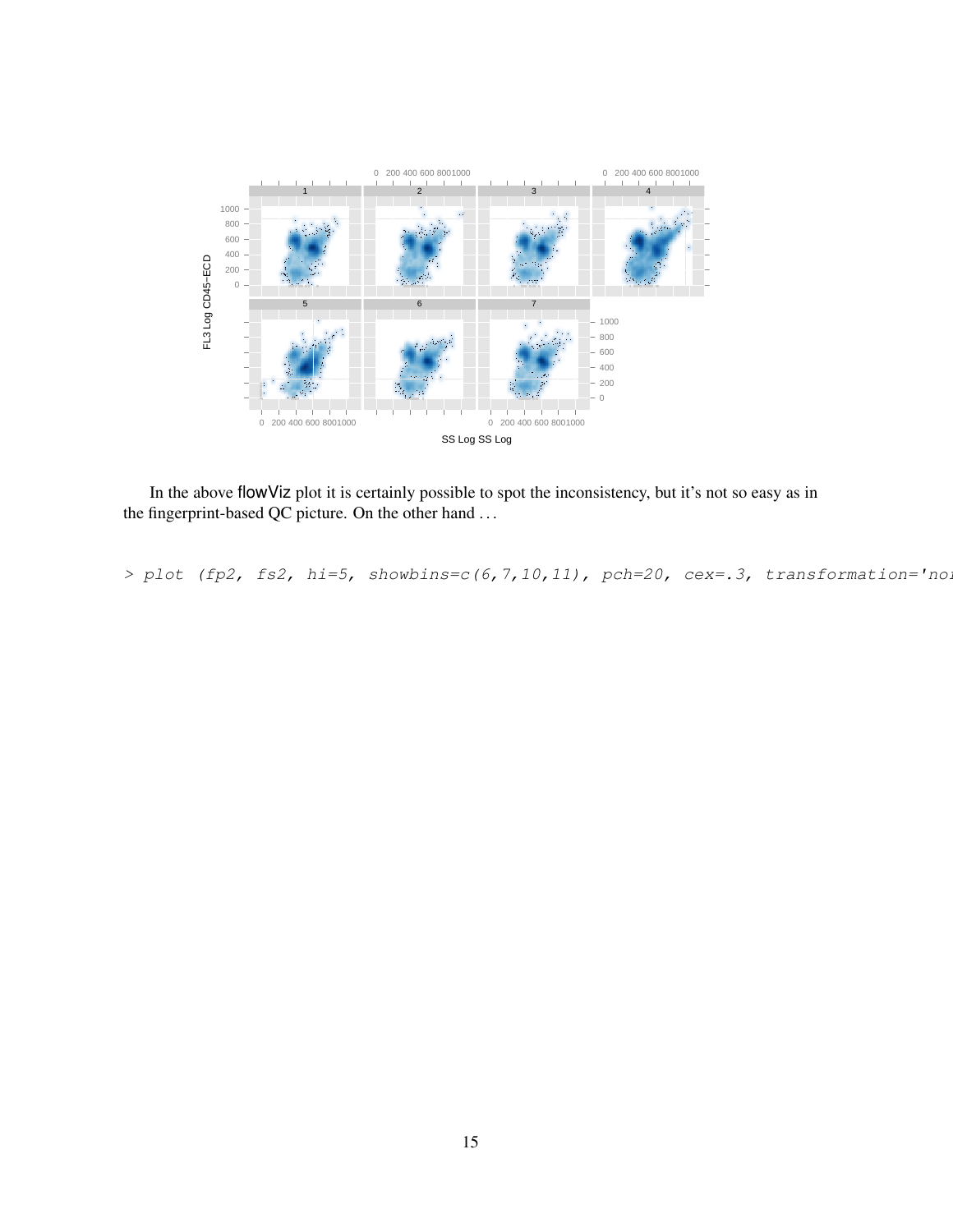In the above flowViz plot it is certainly possible to spot the inconsistency, but it's not so easy as in the fingerprint-based QC picture. On the other hand . . .

```
> plot (fp2, fs2, hi=5, showbins=c(6,7,10,11), pch=20, cex=.3, transformation='nor
```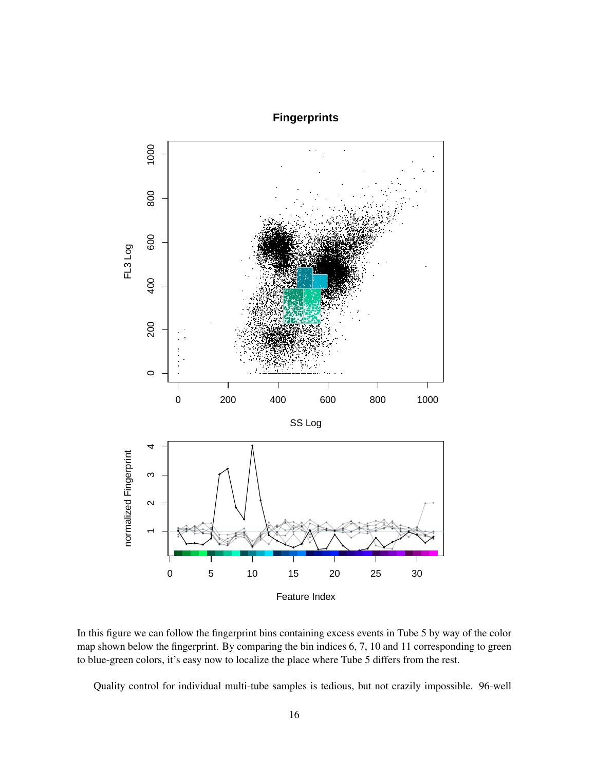In this figure we can follow the fingerprint bins containing excess events in Tube 5 by way of the color map shown below the fingerprint. By comparing the bin indices 6, 7, 10 and 11 corresponding to green to blue-green colors, it's easy now to localize the place where Tube 5 differs from the rest.

Quality control for individual multi-tube samples is tedious, but not crazily impossible. 96-well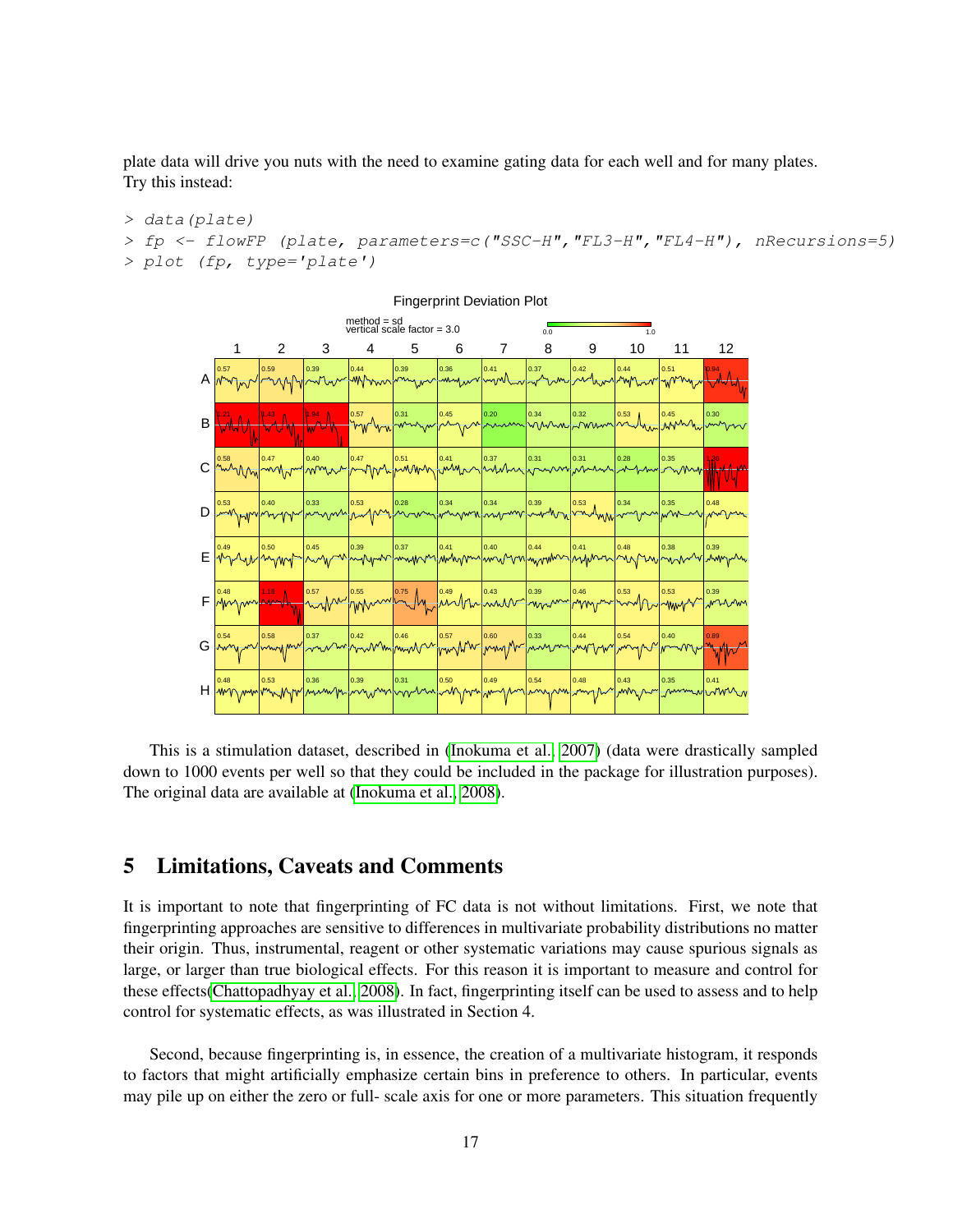plate data will drive you nuts with the need to examine gating data for each well and for many plates. Try this instead:

```
> data(plate)
> fp <- flowFP (plate, parameters=c("SSC-H","FL3-H","FL4-H"), nRecursions=5)
> plot (fp, type='plate')
```

This is a stimulation dataset, described in (Inokuma et al., 2007) (data were drastically sampled down to 1000 events per well so that they could be included in the package for illustration purposes). The original data are available at (Inokuma et al., 2008).

## 5 Limitations, Caveats and Comments

It is important to note that fingerprinting of FC data is not without limitations. First, we note that fingerprinting approaches are sensitive to differences in multivariate probability distributions no matter their origin. Thus, instrumental, reagent or other systematic variations may cause spurious signals as large, or larger than true biological effects. For this reason it is important to measure and control for these effects(Chattopadhyay et al., 2008). In fact, fingerprinting itself can be used to assess and to help control for systematic effects, as was illustrated in Section 4.

Second, because fingerprinting is, in essence, the creation of a multivariate histogram, it responds to factors that might artificially emphasize certain bins in preference to others. In particular, events may pile up on either the zero or full- scale axis for one or more parameters. This situation frequently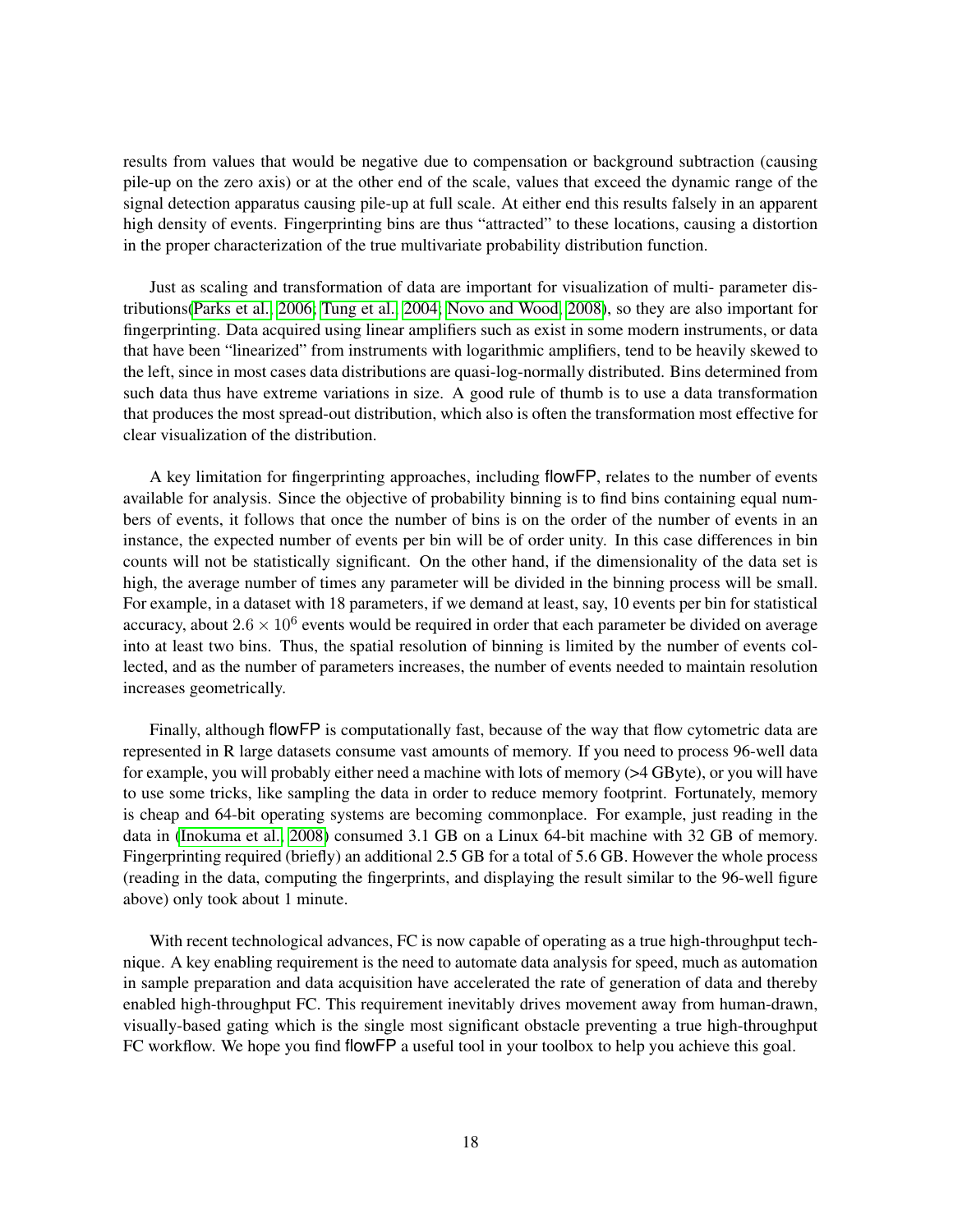results from values that would be negative due to compensation or background subtraction (causing pile-up on the zero axis) or at the other end of the scale, values that exceed the dynamic range of the signal detection apparatus causing pile-up at full scale. At either end this results falsely in an apparent high density of events. Fingerprinting bins are thus "attracted" to these locations, causing a distortion in the proper characterization of the true multivariate probability distribution function.

Just as scaling and transformation of data are important for visualization of multi- parameter distributions(Parks et al., 2006; Tung et al., 2004; Novo and Wood, 2008), so they are also important for fingerprinting. Data acquired using linear amplifiers such as exist in some modern instruments, or data that have been "linearized" from instruments with logarithmic amplifiers, tend to be heavily skewed to the left, since in most cases data distributions are quasi-log-normally distributed. Bins determined from such data thus have extreme variations in size. A good rule of thumb is to use a data transformation that produces the most spread-out distribution, which also is often the transformation most effective for clear visualization of the distribution.

A key limitation for fingerprinting approaches, including flowFP, relates to the number of events available for analysis. Since the objective of probability binning is to find bins containing equal numbers of events, it follows that once the number of bins is on the order of the number of events in an instance, the expected number of events per bin will be of order unity. In this case differences in bin counts will not be statistically significant. On the other hand, if the dimensionality of the data set is high, the average number of times any parameter will be divided in the binning process will be small. For example, in a dataset with 18 parameters, if we demand at least, say, 10 events per bin for statistical accuracy, about $2.6 \times 10^6$ events would be required in order that each parameter be divided on average into at least two bins. Thus, the spatial resolution of binning is limited by the number of events collected, and as the number of parameters increases, the number of events needed to maintain resolution increases geometrically.

Finally, although flowFP is computationally fast, because of the way that flow cytometric data are represented in R large datasets consume vast amounts of memory. If you need to process 96-well data for example, you will probably either need a machine with lots of memory (>4 GByte), or you will have to use some tricks, like sampling the data in order to reduce memory footprint. Fortunately, memory is cheap and 64-bit operating systems are becoming commonplace. For example, just reading in the data in (Inokuma et al., 2008) consumed 3.1 GB on a Linux 64-bit machine with 32 GB of memory. Fingerprinting required (briefly) an additional 2.5 GB for a total of 5.6 GB. However the whole process (reading in the data, computing the fingerprints, and displaying the result similar to the 96-well figure above) only took about 1 minute.

With recent technological advances, FC is now capable of operating as a true high-throughput technique. A key enabling requirement is the need to automate data analysis for speed, much as automation in sample preparation and data acquisition have accelerated the rate of generation of data and thereby enabled high-throughput FC. This requirement inevitably drives movement away from human-drawn, visually-based gating which is the single most significant obstacle preventing a true high-throughput FC workflow. We hope you find flowFP a useful tool in your toolbox to help you achieve this goal.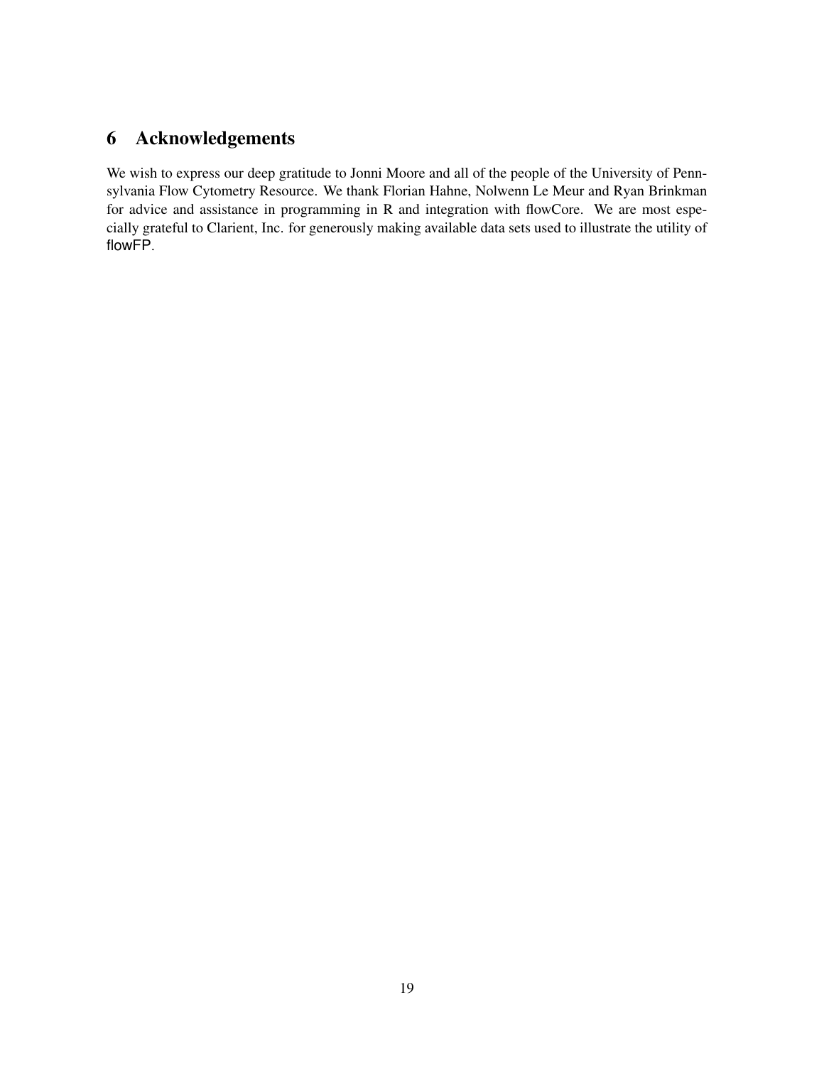## 6 Acknowledgements

We wish to express our deep gratitude to Jonni Moore and all of the people of the University of Pennsylvania Flow Cytometry Resource. We thank Florian Hahne, Nolwenn Le Meur and Ryan Brinkman for advice and assistance in programming in R and integration with flowCore. We are most especially grateful to Clarient, Inc. for generously making available data sets used to illustrate the utility of flowFP.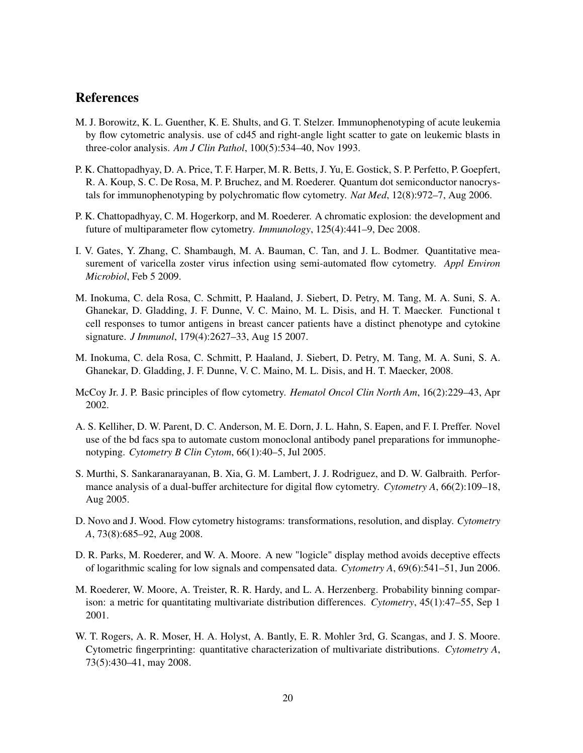## References

M. J. Borowitz, K. L. Guenther, K. E. Shults, and G. T. Stelzer. Immunophenotyping of acute leukemia by flow cytometric analysis. use of cd45 and right-angle light scatter to gate on leukemic blasts in three-color analysis. *Am J Clin Pathol*, 100(5):534–40, Nov 1993.

P. K. Chattopadhyay, D. A. Price, T. F. Harper, M. R. Betts, J. Yu, E. Gostick, S. P. Perfetto, P. Goepfert, R. A. Koup, S. C. De Rosa, M. P. Bruchez, and M. Roederer. Quantum dot semiconductor nanocrystals for immunophenotyping by polychromatic flow cytometry. *Nat Med*, 12(8):972–7, Aug 2006.

P. K. Chattopadhyay, C. M. Hogerkorp, and M. Roederer. A chromatic explosion: the development and future of multiparameter flow cytometry. *Immunology*, 125(4):441–9, Dec 2008.

I. V. Gates, Y. Zhang, C. Shambaugh, M. A. Bauman, C. Tan, and J. L. Bodmer. Quantitative measurement of varicella zoster virus infection using semi-automated flow cytometry. *Appl Environ Microbiol*, Feb 5 2009.

M. Inokuma, C. dela Rosa, C. Schmitt, P. Haaland, J. Siebert, D. Petry, M. Tang, M. A. Suni, S. A. Ghanekar, D. Gladding, J. F. Dunne, V. C. Maino, M. L. Disis, and H. T. Maecker. Functional t cell responses to tumor antigens in breast cancer patients have a distinct phenotype and cytokine signature. *J Immunol*, 179(4):2627–33, Aug 15 2007.

M. Inokuma, C. dela Rosa, C. Schmitt, P. Haaland, J. Siebert, D. Petry, M. Tang, M. A. Suni, S. A. Ghanekar, D. Gladding, J. F. Dunne, V. C. Maino, M. L. Disis, and H. T. Maecker, 2008.

McCoy Jr. J. P. Basic principles of flow cytometry. *Hematol Oncol Clin North Am*, 16(2):229–43, Apr 2002.

A. S. Kelliher, D. W. Parent, D. C. Anderson, M. E. Dorn, J. L. Hahn, S. Eapen, and F. I. Preffer. Novel use of the bd facs spa to automate custom monoclonal antibody panel preparations for immunophenotyping. *Cytometry B Clin Cytom*, 66(1):40–5, Jul 2005.

S. Murthi, S. Sankaranarayanan, B. Xia, G. M. Lambert, J. J. Rodriguez, and D. W. Galbraith. Performance analysis of a dual-buffer architecture for digital flow cytometry. *Cytometry A*, 66(2):109–18, Aug 2005.

D. Novo and J. Wood. Flow cytometry histograms: transformations, resolution, and display. *Cytometry A*, 73(8):685–92, Aug 2008.

D. R. Parks, M. Roederer, and W. A. Moore. A new "logicle" display method avoids deceptive effects of logarithmic scaling for low signals and compensated data. *Cytometry A*, 69(6):541–51, Jun 2006.

M. Roederer, W. Moore, A. Treister, R. R. Hardy, and L. A. Herzenberg. Probability binning comparison: a metric for quantitating multivariate distribution differences. *Cytometry*, 45(1):47–55, Sep 1 2001.

W. T. Rogers, A. R. Moser, H. A. Holyst, A. Bantly, E. R. Mohler 3rd, G. Scangas, and J. S. Moore. Cytometric fingerprinting: quantitative characterization of multivariate distributions. *Cytometry A*, 73(5):430–41, may 2008.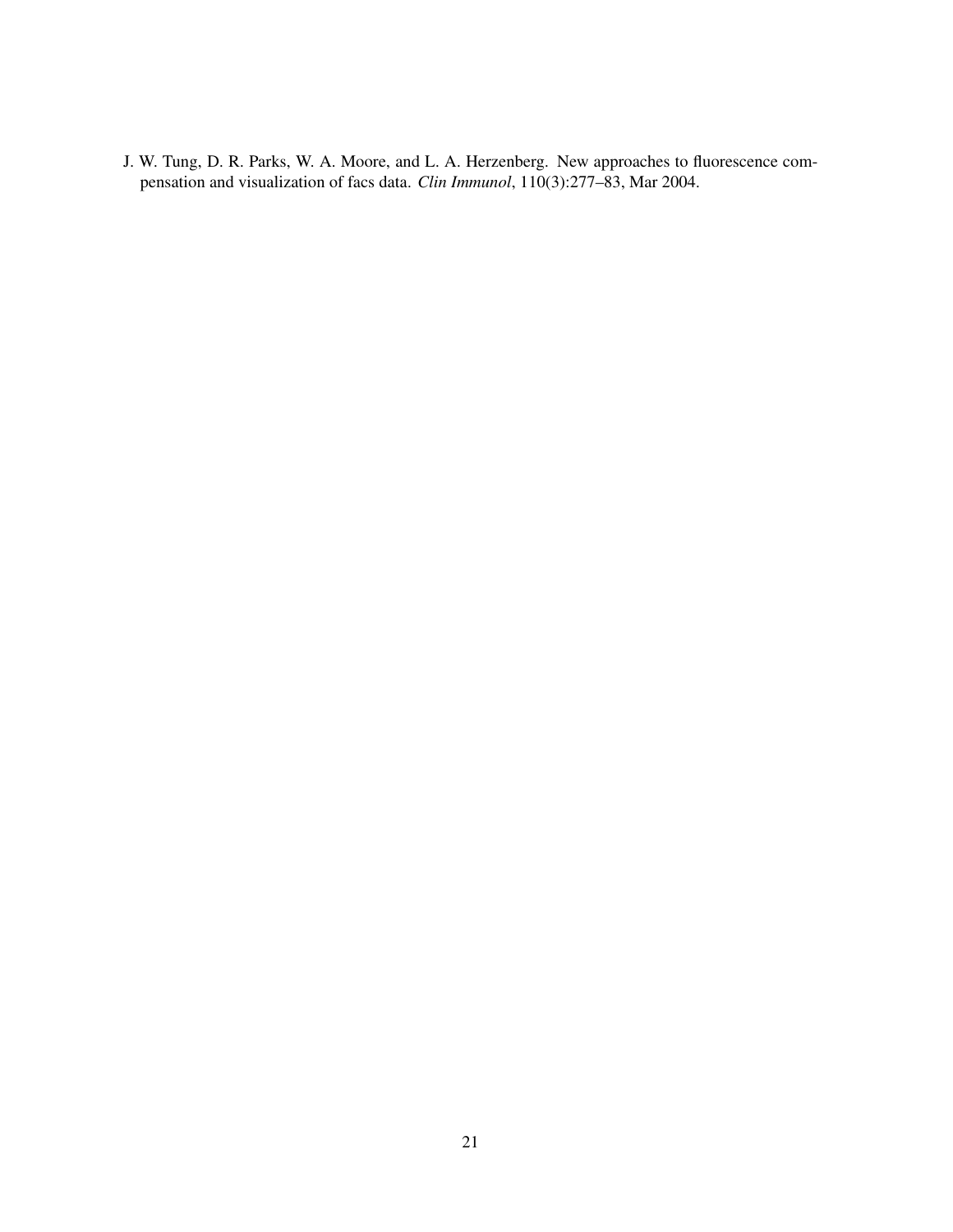J. W. Tung, D. R. Parks, W. A. Moore, and L. A. Herzenberg. New approaches to fluorescence compensation and visualization of facs data. *Clin Immunol*, 110(3):277–83, Mar 2004.